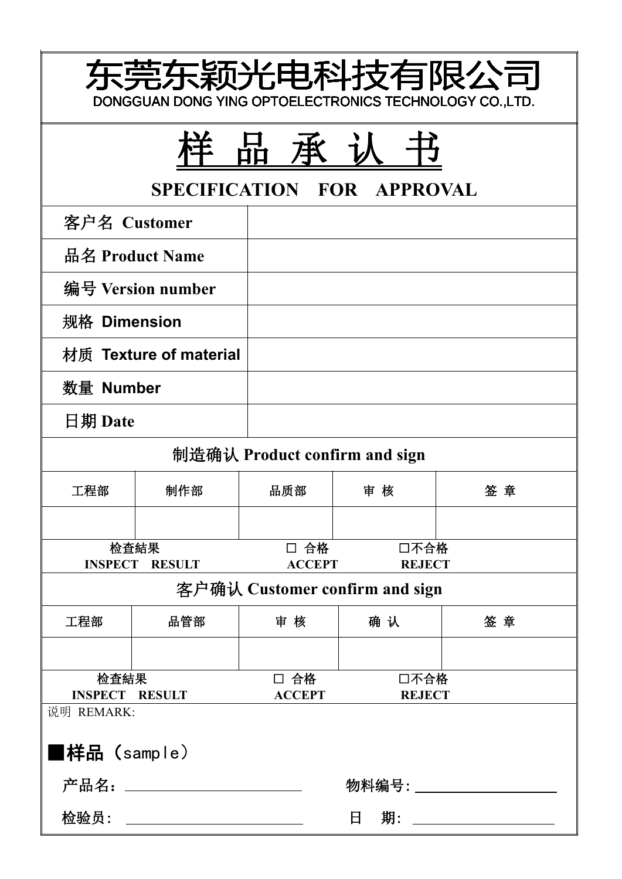# 东莞东颖光电科技有限公司

DONGGUAN DONG YING OPTOELECTRONICS TECHNOLOGY CO.,LTD.

# 样 品 承 认 书

## SPECIFICATION FOR APPROVAL

| | |
|---|---|
| 客户名 Customer | |
| 品名 Product Name | |
| 编号 Version number | |
| 规格 Dimension | |
| 材质 Texture of material | |
| 数量 Number | |
| 日期 Date | |

**制造确认 Product confirm and sign**

| 工程部 | 制作部 | 品质部 | 审 核 | 签 章 |
|---|---|---|---|---|
| | | | | |

检查結果 INSPECT RESULT　　☐ 合格 ACCEPT　　☐不合格 REJECT

**客户确认 Customer confirm and sign**

| 工程部 | 品管部 | 审 核 | 确 认 | 签 章 |
|---|---|---|---|---|
| | | | | |

检查結果 INSPECT RESULT　　☐ 合格 ACCEPT　　☐不合格 REJECT

说明 REMARK:

**■样品（sample）**

产品名：________________　　物料编号: ________________

检验员: ________________　　日　期: ________________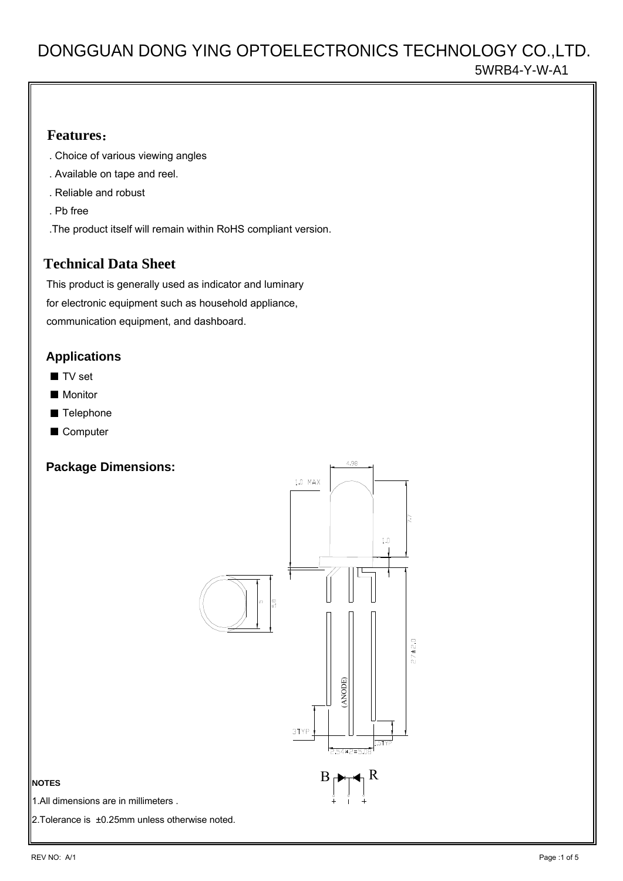# DONGGUAN DONG YING OPTOELECTRONICS TECHNOLOGY CO.,LTD.

5WRB4-Y-W-A1

## Features：

. Choice of various viewing angles

. Available on tape and reel.

. Reliable and robust

. Pb free

.The product itself will remain within RoHS compliant version.

## Technical Data Sheet

This product is generally used as indicator and luminary for electronic equipment such as household appliance, communication equipment, and dashboard.

## Applications

- TV set
- Monitor
- Telephone
- Computer

## Package Dimensions:

4.98

1.0 MAX

7.7

1.0

5

5.8

27±2.0

(ANODE)

3TYP

2.54*2=5.08

.5TYP

B R

NOTES

1.All dimensions are in millimeters .

2.Tolerance is ±0.25mm unless otherwise noted.

REV NO: A/1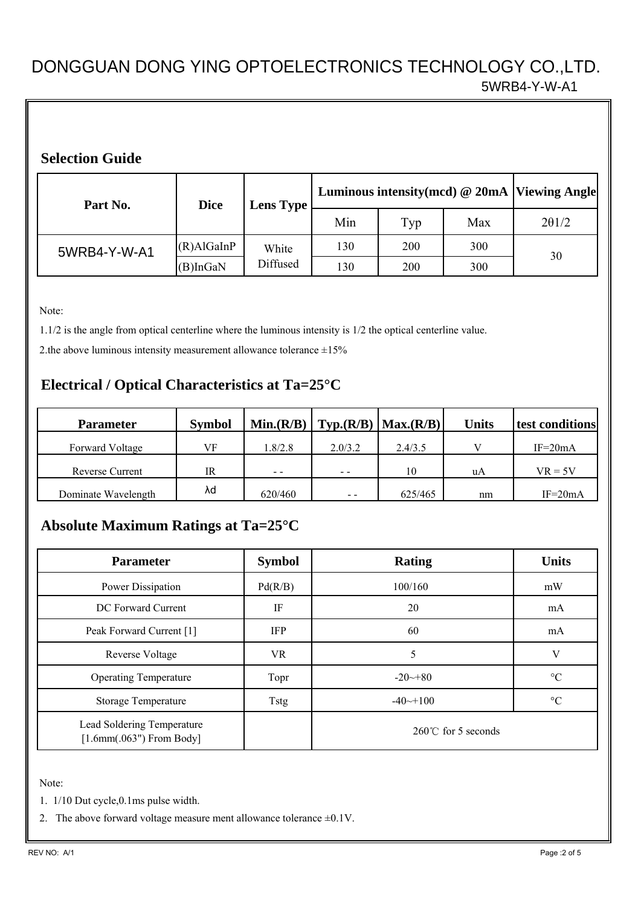## Selection Guide

| Part No. | Dice | Lens Type | Luminous intensity(mcd) @ 20mA | | | Viewing Angle |
|---|---|---|---|---|---|---|
| | | | Min | Typ | Max | 2θ1/2 |
| 5WRB4-Y-W-A1 | (R)AlGaInP | White Diffused | 130 | 200 | 300 | 30 |
| | (B)InGaN | | 130 | 200 | 300 | |

Note:

1.1/2 is the angle from optical centerline where the luminous intensity is 1/2 the optical centerline value.

2.the above luminous intensity measurement allowance tolerance ±15%

## Electrical / Optical Characteristics at Ta=25°C

| Parameter | Symbol | Min.(R/B) | Typ.(R/B) | Max.(R/B) | Units | test conditions |
|---|---|---|---|---|---|---|
| Forward Voltage | VF | 1.8/2.8 | 2.0/3.2 | 2.4/3.5 | V | IF=20mA |
| Reverse Current | IR | - - | - - | 10 | uA | VR = 5V |
| Dominate Wavelength | λd | 620/460 | - - | 625/465 | nm | IF=20mA |

## Absolute Maximum Ratings at Ta=25°C

| Parameter | Symbol | Rating | Units |
|---|---|---|---|
| Power Dissipation | Pd(R/B) | 100/160 | mW |
| DC Forward Current | IF | 20 | mA |
| Peak Forward Current [1] | IFP | 60 | mA |
| Reverse Voltage | VR | 5 | V |
| Operating Temperature | Topr | -20~+80 | °C |
| Storage Temperature | Tstg | -40~+100 | °C |
| Lead Soldering Temperature [1.6mm(.063") From Body] | | 260℃ for 5 seconds | |

Note:

1. 1/10 Dut cycle,0.1ms pulse width.
2. The above forward voltage measure ment allowance tolerance ±0.1V.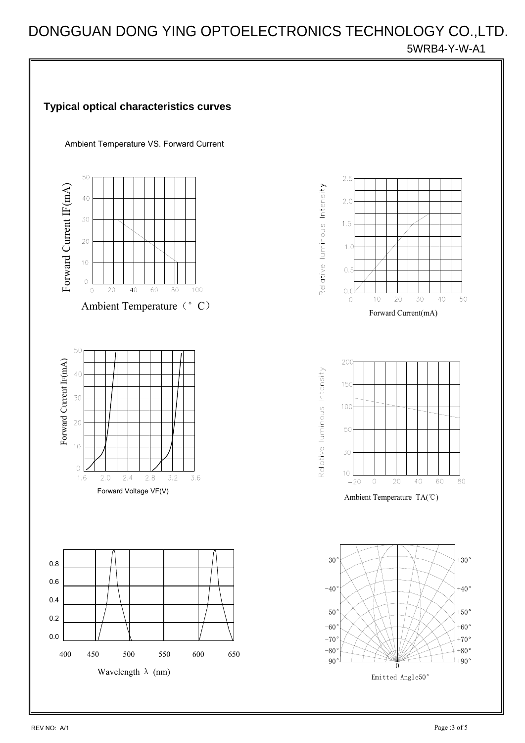## Typical optical characteristics curves

Ambient Temperature VS. Forward Current

Forward Current IF(mA)

Ambient Temperature（°C）

Relative Luminous Intensity

Forward Current(mA)

Forward Current IF(mA)

Forward Voltage VF(V)

Relative Luminous Intensity

Ambient Temperature TA(℃)

Wavelength λ (nm)

Emitted Angle50°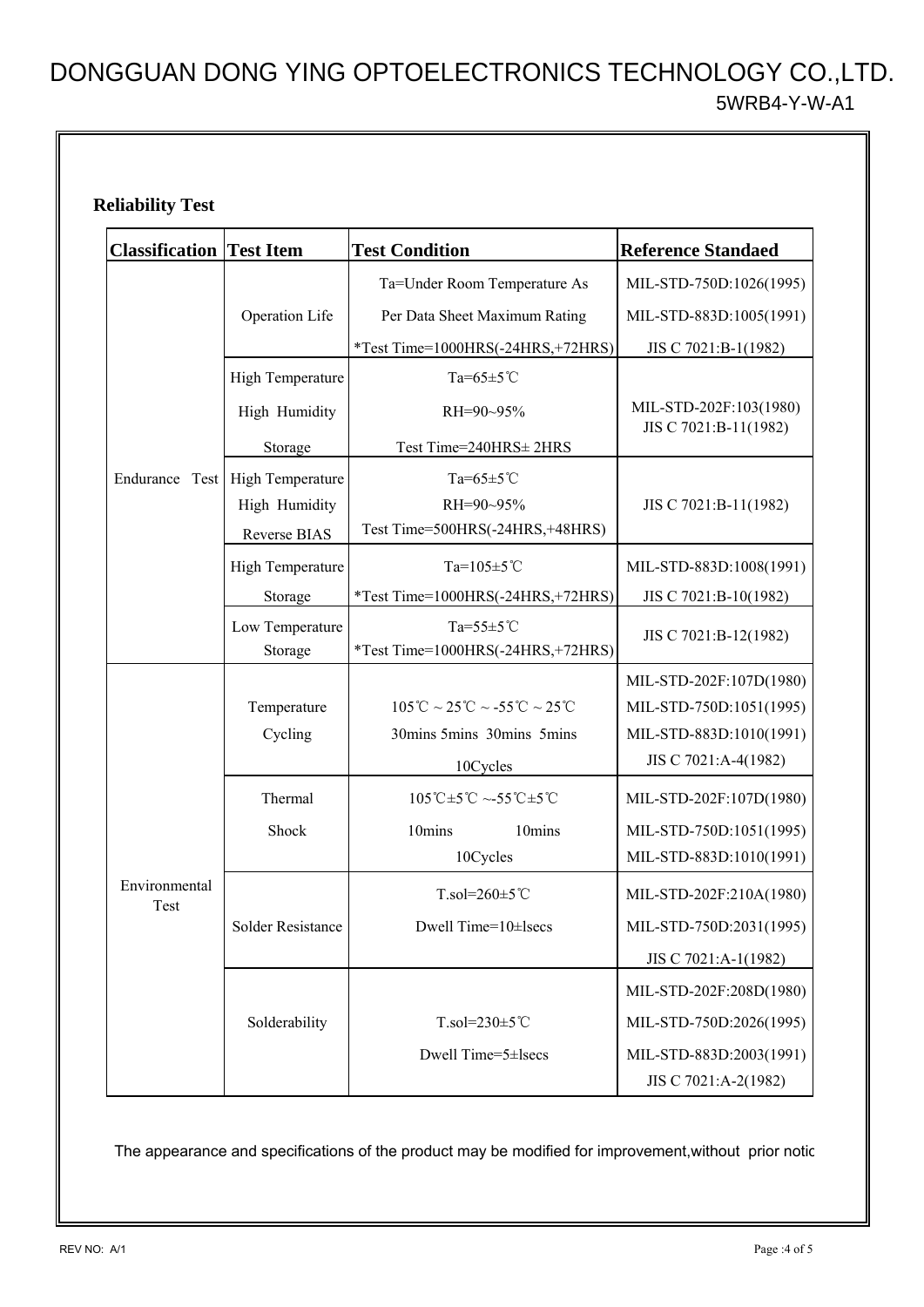# DONGGUAN DONG YING OPTOELECTRONICS TECHNOLOGY CO.,LTD.

5WRB4-Y-W-A1

## Reliability Test

| Classification | Test Item | Test Condition | Reference Standaed |
|---|---|---|---|
| Endurance Test | Operation Life | Ta=Under Room Temperature As Per Data Sheet Maximum Rating *Test Time=1000HRS(-24HRS,+72HRS) | MIL-STD-750D:1026(1995) MIL-STD-883D:1005(1991) JIS C 7021:B-1(1982) |
| | High Temperature High Humidity Storage | Ta=65±5℃ RH=90~95% Test Time=240HRS± 2HRS | MIL-STD-202F:103(1980) JIS C 7021:B-11(1982) |
| | High Temperature High Humidity Reverse BIAS | Ta=65±5℃ RH=90~95% Test Time=500HRS(-24HRS,+48HRS) | JIS C 7021:B-11(1982) |
| | High Temperature Storage | Ta=105±5℃ *Test Time=1000HRS(-24HRS,+72HRS) | MIL-STD-883D:1008(1991) JIS C 7021:B-10(1982) |
| | Low Temperature Storage | Ta=55±5℃ *Test Time=1000HRS(-24HRS,+72HRS) | JIS C 7021:B-12(1982) |
| Environmental Test | Temperature Cycling | 105℃ ~ 25℃ ~ -55℃ ~ 25℃ 30mins 5mins 30mins 5mins 10Cycles | MIL-STD-202F:107D(1980) MIL-STD-750D:1051(1995) MIL-STD-883D:1010(1991) JIS C 7021:A-4(1982) |
| | Thermal Shock | 105℃±5℃ ~-55℃±5℃ 10mins 10mins 10Cycles | MIL-STD-202F:107D(1980) MIL-STD-750D:1051(1995) MIL-STD-883D:1010(1991) |
| | Solder Resistance | T.sol=260±5℃ Dwell Time=10±lsecs | MIL-STD-202F:210A(1980) MIL-STD-750D:2031(1995) JIS C 7021:A-1(1982) |
| | Solderability | T.sol=230±5℃ Dwell Time=5±lsecs | MIL-STD-202F:208D(1980) MIL-STD-750D:2026(1995) MIL-STD-883D:2003(1991) JIS C 7021:A-2(1982) |

The appearance and specifications of the product may be modified for improvement,without prior notic

REV NO: A/1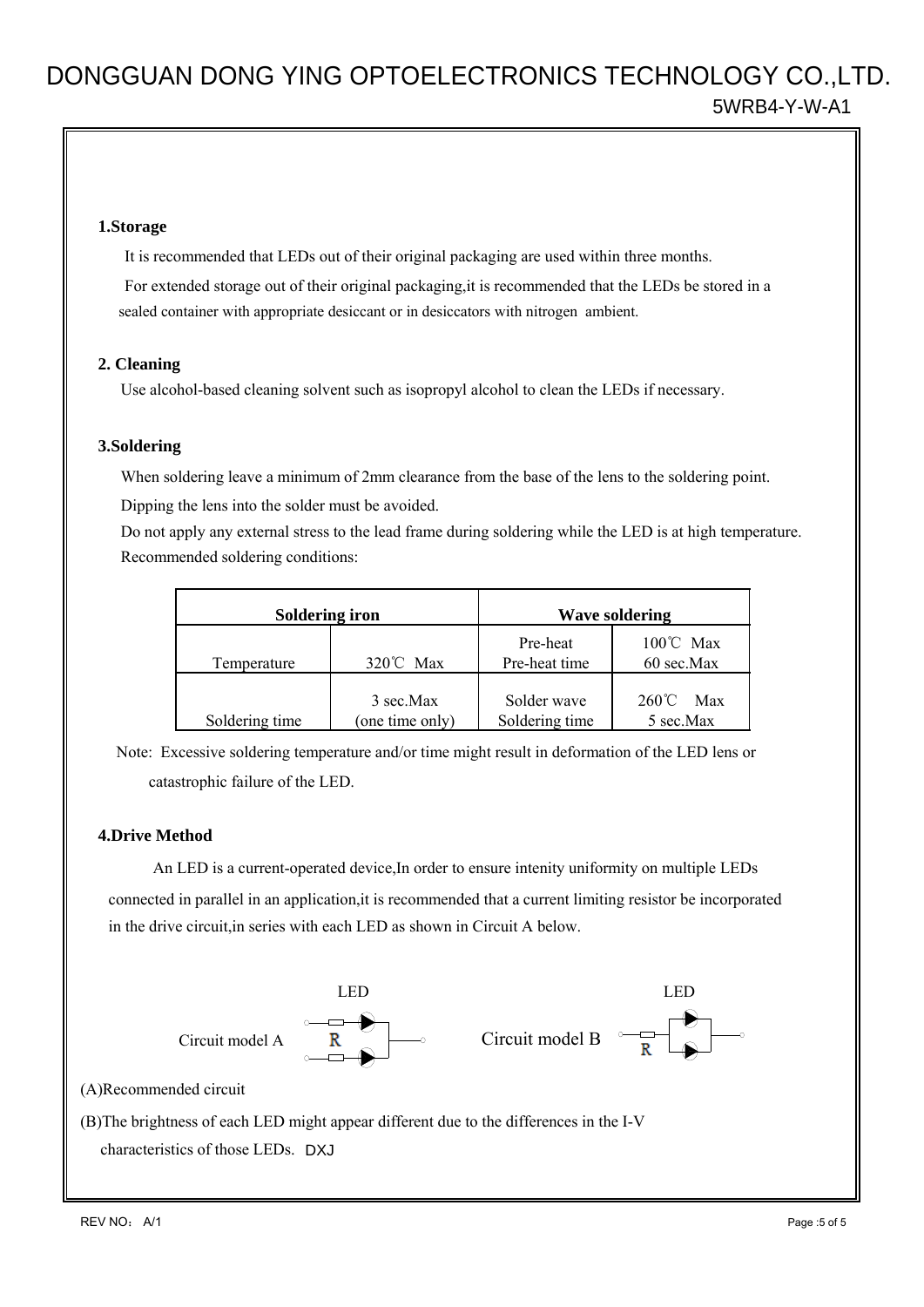## 1.Storage

It is recommended that LEDs out of their original packaging are used within three months.

For extended storage out of their original packaging,it is recommended that the LEDs be stored in a sealed container with appropriate desiccant or in desiccators with nitrogen ambient.

## 2. Cleaning

Use alcohol-based cleaning solvent such as isopropyl alcohol to clean the LEDs if necessary.

## 3.Soldering

When soldering leave a minimum of 2mm clearance from the base of the lens to the soldering point.

Dipping the lens into the solder must be avoided.

Do not apply any external stress to the lead frame during soldering while the LED is at high temperature.

Recommended soldering conditions:

| Soldering iron | | Wave soldering | |
|---|---|---|---|
| Temperature | 320℃ Max | Pre-heat<br>Pre-heat time | 100℃ Max<br>60 sec.Max |
| Soldering time | 3 sec.Max<br>(one time only) | Solder wave<br>Soldering time | 260℃ Max<br>5 sec.Max |

Note: Excessive soldering temperature and/or time might result in deformation of the LED lens or catastrophic failure of the LED.

## 4.Drive Method

An LED is a current-operated device,In order to ensure intenity uniformity on multiple LEDs connected in parallel in an application,it is recommended that a current limiting resistor be incorporated in the drive circuit,in series with each LED as shown in Circuit A below.

Circuit model A

LED

R

Circuit model B

LED

R

(A)Recommended circuit

(B)The brightness of each LED might appear different due to the differences in the I-V characteristics of those LEDs. DXJ